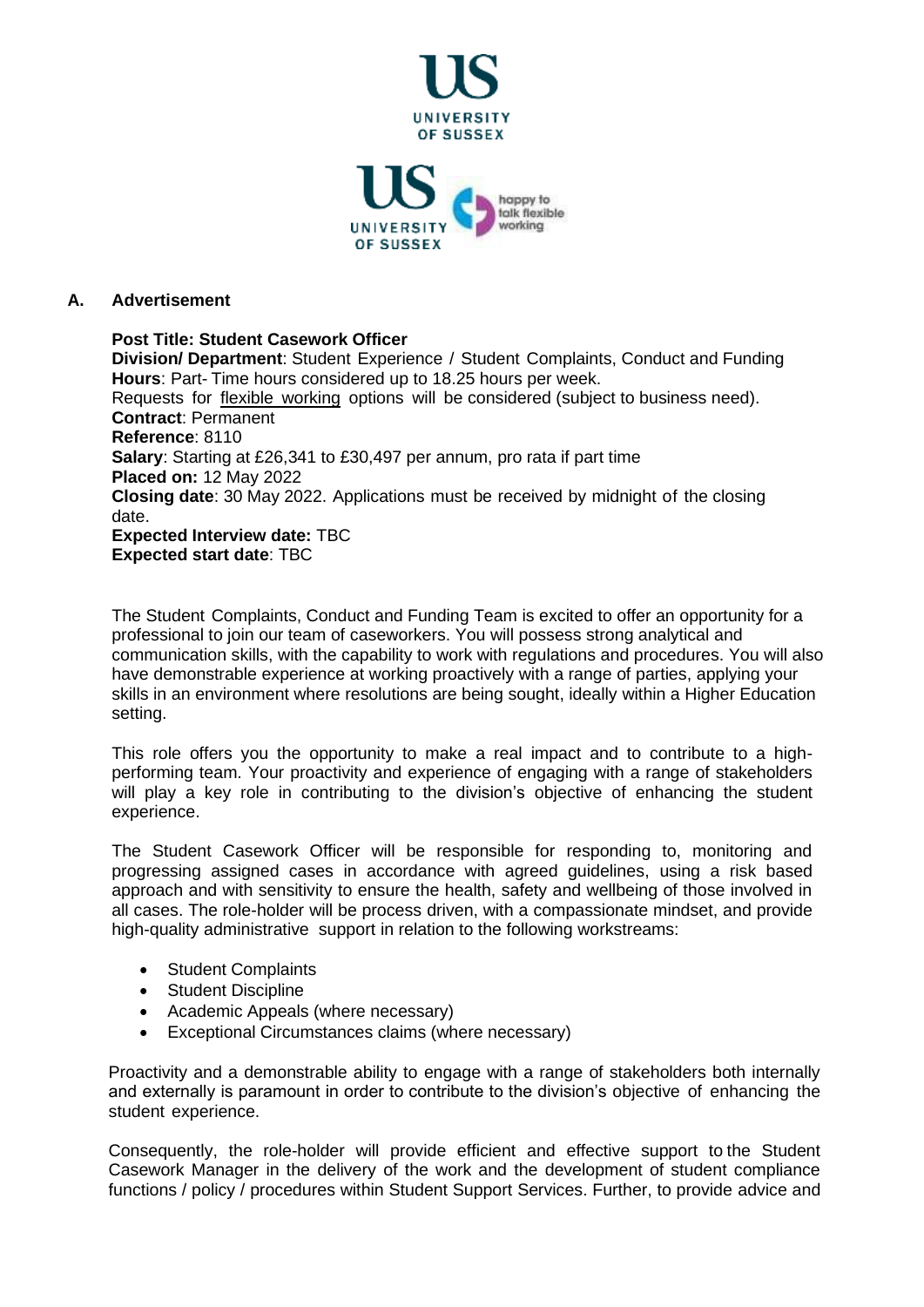## A. Advertisement

**Post Title: Student Casework Officer**
**Division/ Department**: Student Experience / Student Complaints, Conduct and Funding
**Hours**: Part- Time hours considered up to 18.25 hours per week.
Requests for flexible working options will be considered (subject to business need).
**Contract**: Permanent
**Reference**: 8110
**Salary**: Starting at £26,341 to £30,497 per annum, pro rata if part time
**Placed on:** 12 May 2022
**Closing date**: 30 May 2022. Applications must be received by midnight of the closing date.
**Expected Interview date:** TBC
**Expected start date**: TBC

The Student Complaints, Conduct and Funding Team is excited to offer an opportunity for a professional to join our team of caseworkers. You will possess strong analytical and communication skills, with the capability to work with regulations and procedures. You will also have demonstrable experience at working proactively with a range of parties, applying your skills in an environment where resolutions are being sought, ideally within a Higher Education setting.

This role offers you the opportunity to make a real impact and to contribute to a high-performing team. Your proactivity and experience of engaging with a range of stakeholders will play a key role in contributing to the division's objective of enhancing the student experience.

The Student Casework Officer will be responsible for responding to, monitoring and progressing assigned cases in accordance with agreed guidelines, using a risk based approach and with sensitivity to ensure the health, safety and wellbeing of those involved in all cases. The role-holder will be process driven, with a compassionate mindset, and provide high-quality administrative support in relation to the following workstreams:

- Student Complaints
- Student Discipline
- Academic Appeals (where necessary)
- Exceptional Circumstances claims (where necessary)

Proactivity and a demonstrable ability to engage with a range of stakeholders both internally and externally is paramount in order to contribute to the division's objective of enhancing the student experience.

Consequently, the role-holder will provide efficient and effective support to the Student Casework Manager in the delivery of the work and the development of student compliance functions / policy / procedures within Student Support Services. Further, to provide advice and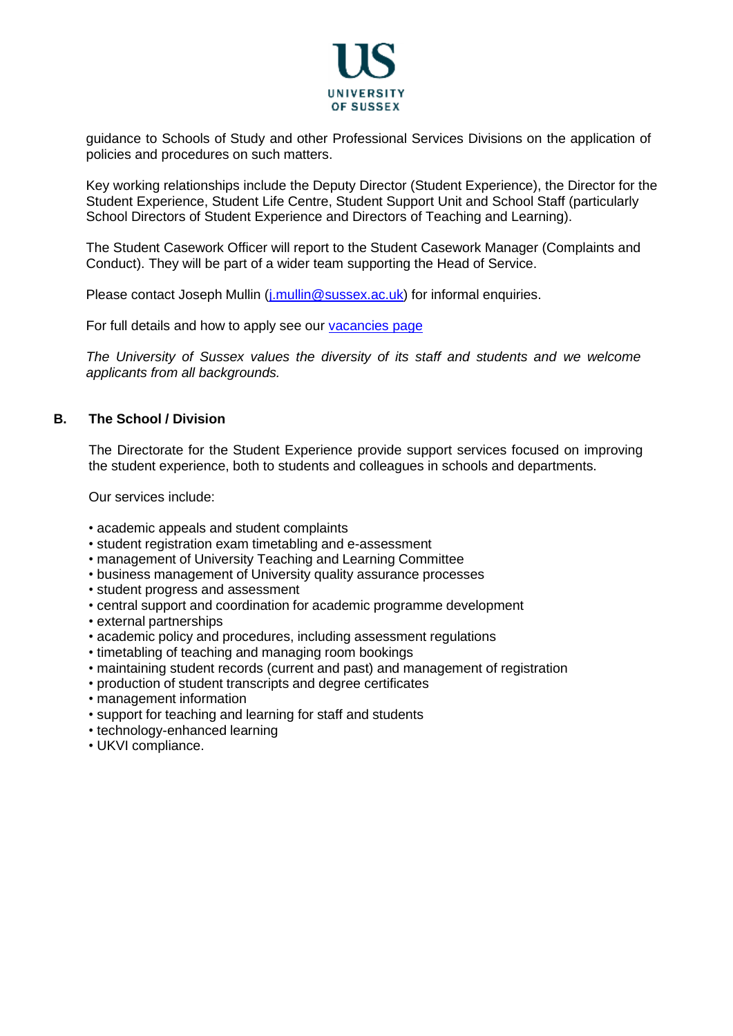guidance to Schools of Study and other Professional Services Divisions on the application of policies and procedures on such matters.

Key working relationships include the Deputy Director (Student Experience), the Director for the Student Experience, Student Life Centre, Student Support Unit and School Staff (particularly School Directors of Student Experience and Directors of Teaching and Learning).

The Student Casework Officer will report to the Student Casework Manager (Complaints and Conduct). They will be part of a wider team supporting the Head of Service.

Please contact Joseph Mullin (j.mullin@sussex.ac.uk) for informal enquiries.

For full details and how to apply see our vacancies page

*The University of Sussex values the diversity of its staff and students and we welcome applicants from all backgrounds.*

## B. The School / Division

The Directorate for the Student Experience provide support services focused on improving the student experience, both to students and colleagues in schools and departments.

Our services include:

- academic appeals and student complaints
- student registration exam timetabling and e-assessment
- management of University Teaching and Learning Committee
- business management of University quality assurance processes
- student progress and assessment
- central support and coordination for academic programme development
- external partnerships
- academic policy and procedures, including assessment regulations
- timetabling of teaching and managing room bookings
- maintaining student records (current and past) and management of registration
- production of student transcripts and degree certificates
- management information
- support for teaching and learning for staff and students
- technology-enhanced learning
- UKVI compliance.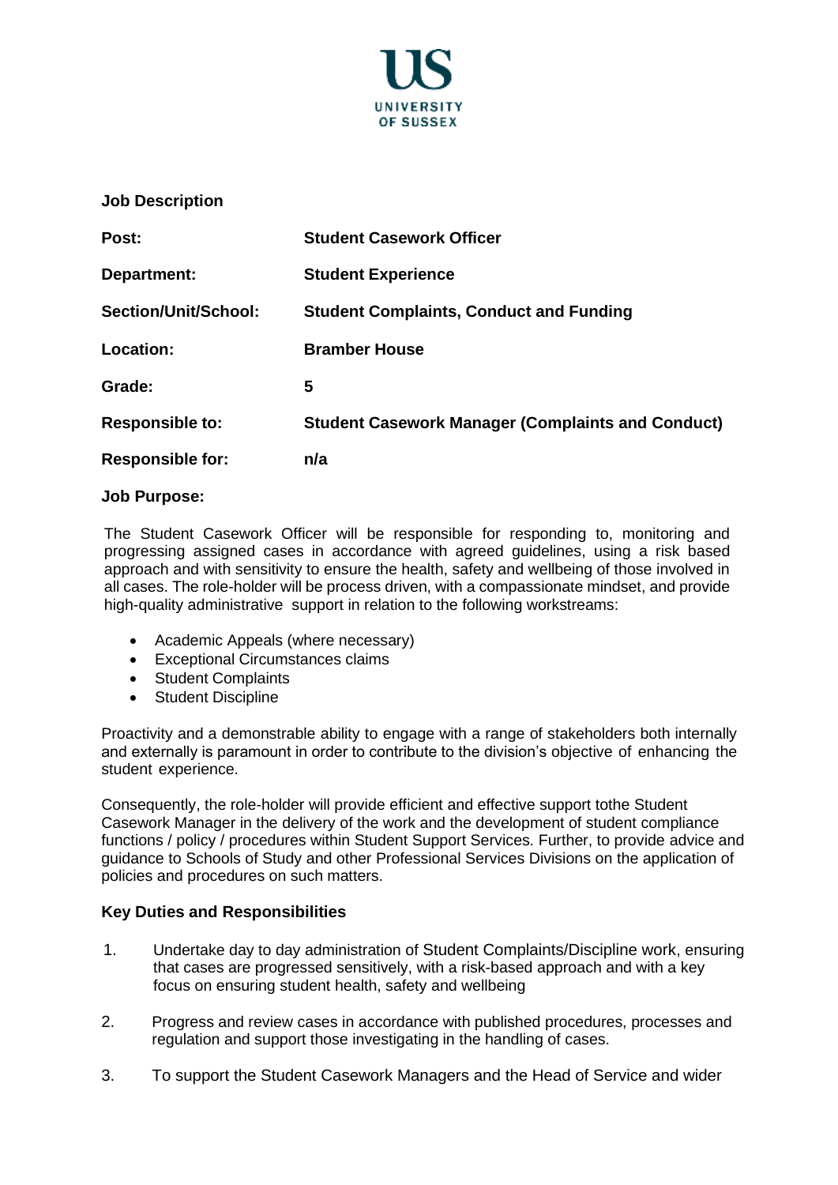US
UNIVERSITY
OF SUSSEX

**Job Description**

| | |
|---|---|
| **Post:** | **Student Casework Officer** |
| **Department:** | **Student Experience** |
| **Section/Unit/School:** | **Student Complaints, Conduct and Funding** |
| **Location:** | **Bramber House** |
| **Grade:** | **5** |
| **Responsible to:** | **Student Casework Manager (Complaints and Conduct)** |
| **Responsible for:** | **n/a** |

**Job Purpose:**

The Student Casework Officer will be responsible for responding to, monitoring and progressing assigned cases in accordance with agreed guidelines, using a risk based approach and with sensitivity to ensure the health, safety and wellbeing of those involved in all cases. The role-holder will be process driven, with a compassionate mindset, and provide high-quality administrative support in relation to the following workstreams:

- Academic Appeals (where necessary)
- Exceptional Circumstances claims
- Student Complaints
- Student Discipline

Proactivity and a demonstrable ability to engage with a range of stakeholders both internally and externally is paramount in order to contribute to the division's objective of enhancing the student experience.

Consequently, the role-holder will provide efficient and effective support tothe Student Casework Manager in the delivery of the work and the development of student compliance functions / policy / procedures within Student Support Services. Further, to provide advice and guidance to Schools of Study and other Professional Services Divisions on the application of policies and procedures on such matters.

**Key Duties and Responsibilities**

1. Undertake day to day administration of Student Complaints/Discipline work, ensuring that cases are progressed sensitively, with a risk-based approach and with a key focus on ensuring student health, safety and wellbeing

2. Progress and review cases in accordance with published procedures, processes and regulation and support those investigating in the handling of cases.

3. To support the Student Casework Managers and the Head of Service and wider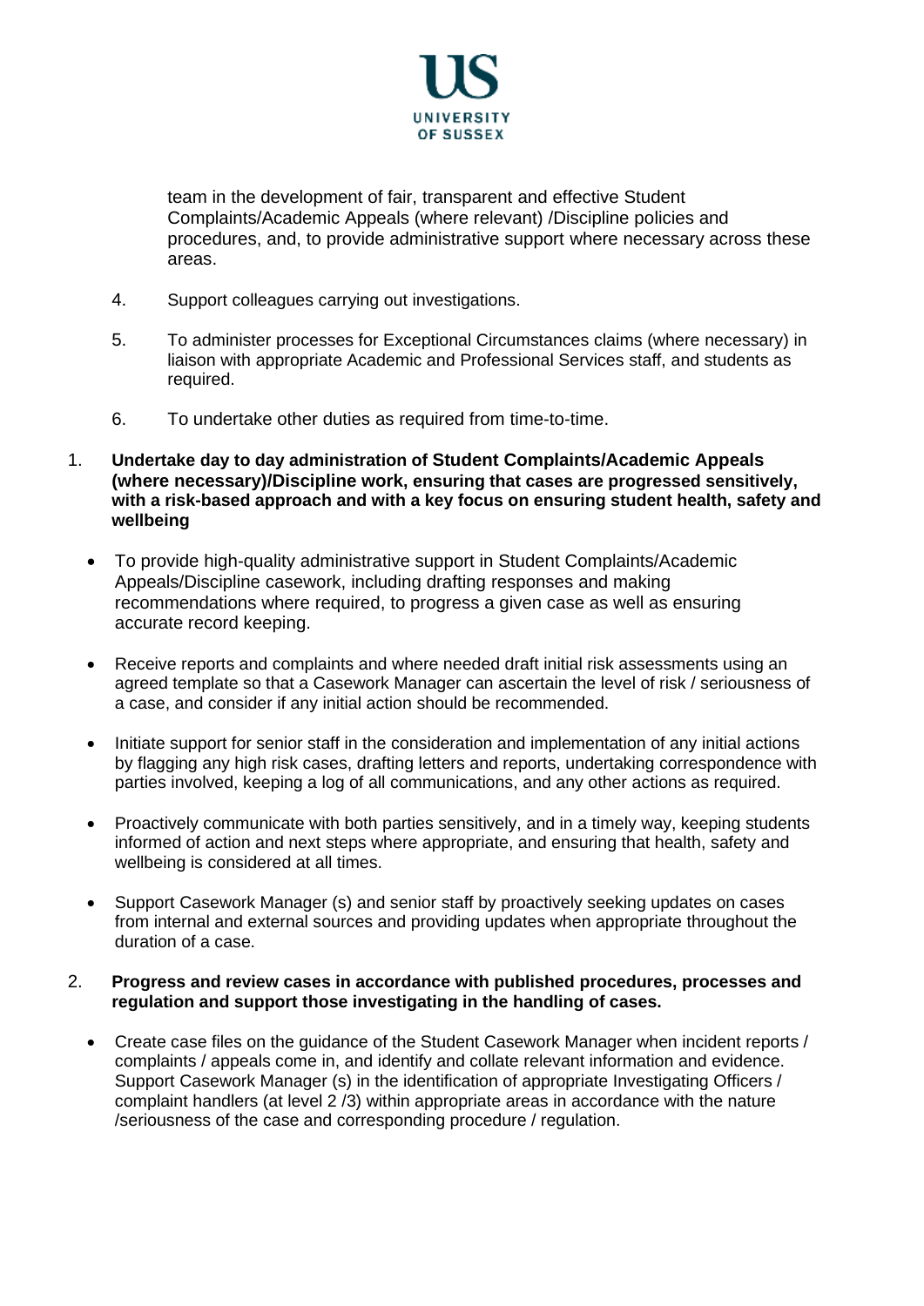team in the development of fair, transparent and effective Student Complaints/Academic Appeals (where relevant) /Discipline policies and procedures, and, to provide administrative support where necessary across these areas.

4. Support colleagues carrying out investigations.

5. To administer processes for Exceptional Circumstances claims (where necessary) in liaison with appropriate Academic and Professional Services staff, and students as required.

6. To undertake other duties as required from time-to-time.

1. **Undertake day to day administration of Student Complaints/Academic Appeals (where necessary)/Discipline work, ensuring that cases are progressed sensitively, with a risk-based approach and with a key focus on ensuring student health, safety and wellbeing**

- To provide high-quality administrative support in Student Complaints/Academic Appeals/Discipline casework, including drafting responses and making recommendations where required, to progress a given case as well as ensuring accurate record keeping.
- Receive reports and complaints and where needed draft initial risk assessments using an agreed template so that a Casework Manager can ascertain the level of risk / seriousness of a case, and consider if any initial action should be recommended.
- Initiate support for senior staff in the consideration and implementation of any initial actions by flagging any high risk cases, drafting letters and reports, undertaking correspondence with parties involved, keeping a log of all communications, and any other actions as required.
- Proactively communicate with both parties sensitively, and in a timely way, keeping students informed of action and next steps where appropriate, and ensuring that health, safety and wellbeing is considered at all times.
- Support Casework Manager (s) and senior staff by proactively seeking updates on cases from internal and external sources and providing updates when appropriate throughout the duration of a case.

2. **Progress and review cases in accordance with published procedures, processes and regulation and support those investigating in the handling of cases.**

- Create case files on the guidance of the Student Casework Manager when incident reports / complaints / appeals come in, and identify and collate relevant information and evidence. Support Casework Manager (s) in the identification of appropriate Investigating Officers / complaint handlers (at level 2 /3) within appropriate areas in accordance with the nature /seriousness of the case and corresponding procedure / regulation.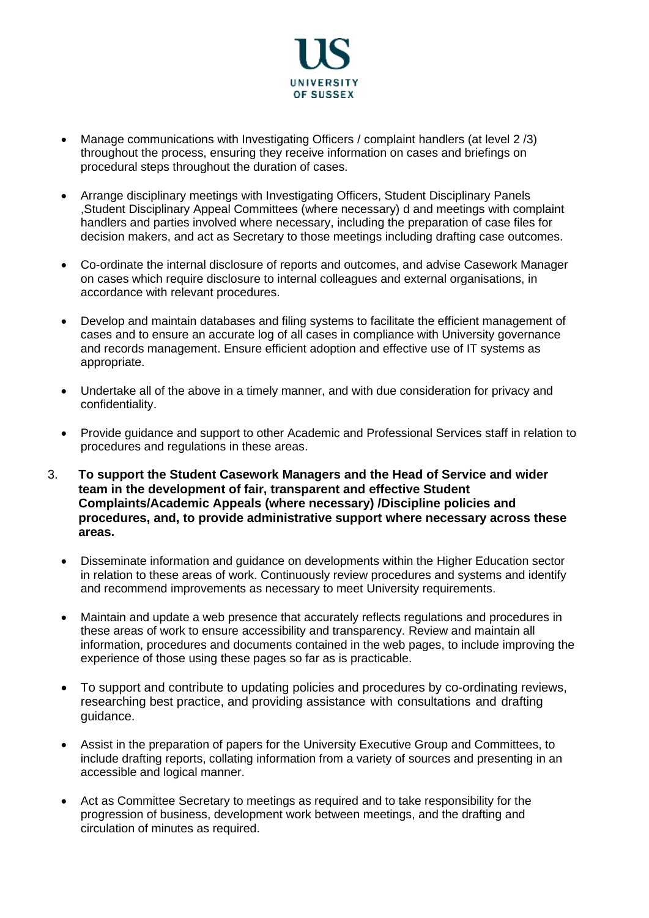- Manage communications with Investigating Officers / complaint handlers (at level 2 /3) throughout the process, ensuring they receive information on cases and briefings on procedural steps throughout the duration of cases.

- Arrange disciplinary meetings with Investigating Officers, Student Disciplinary Panels ,Student Disciplinary Appeal Committees (where necessary) d and meetings with complaint handlers and parties involved where necessary, including the preparation of case files for decision makers, and act as Secretary to those meetings including drafting case outcomes.

- Co-ordinate the internal disclosure of reports and outcomes, and advise Casework Manager on cases which require disclosure to internal colleagues and external organisations, in accordance with relevant procedures.

- Develop and maintain databases and filing systems to facilitate the efficient management of cases and to ensure an accurate log of all cases in compliance with University governance and records management. Ensure efficient adoption and effective use of IT systems as appropriate.

- Undertake all of the above in a timely manner, and with due consideration for privacy and confidentiality.

- Provide guidance and support to other Academic and Professional Services staff in relation to procedures and regulations in these areas.

3. **To support the Student Casework Managers and the Head of Service and wider team in the development of fair, transparent and effective Student Complaints/Academic Appeals (where necessary) /Discipline policies and procedures, and, to provide administrative support where necessary across these areas.**

   - Disseminate information and guidance on developments within the Higher Education sector in relation to these areas of work. Continuously review procedures and systems and identify and recommend improvements as necessary to meet University requirements.

   - Maintain and update a web presence that accurately reflects regulations and procedures in these areas of work to ensure accessibility and transparency. Review and maintain all information, procedures and documents contained in the web pages, to include improving the experience of those using these pages so far as is practicable.

   - To support and contribute to updating policies and procedures by co-ordinating reviews, researching best practice, and providing assistance with consultations and drafting guidance.

   - Assist in the preparation of papers for the University Executive Group and Committees, to include drafting reports, collating information from a variety of sources and presenting in an accessible and logical manner.

   - Act as Committee Secretary to meetings as required and to take responsibility for the progression of business, development work between meetings, and the drafting and circulation of minutes as required.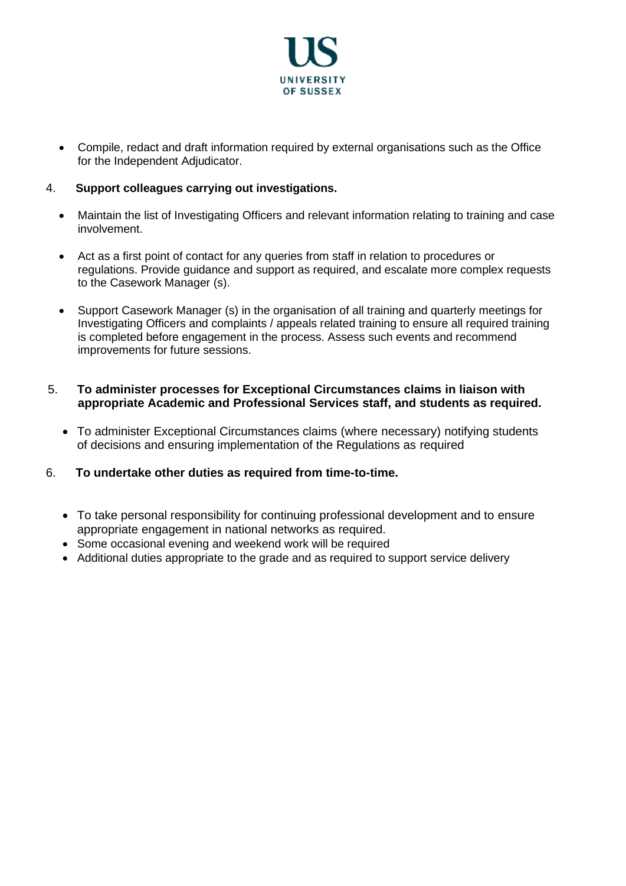- Compile, redact and draft information required by external organisations such as the Office for the Independent Adjudicator.

4. **Support colleagues carrying out investigations.**

   - Maintain the list of Investigating Officers and relevant information relating to training and case involvement.

   - Act as a first point of contact for any queries from staff in relation to procedures or regulations. Provide guidance and support as required, and escalate more complex requests to the Casework Manager (s).

   - Support Casework Manager (s) in the organisation of all training and quarterly meetings for Investigating Officers and complaints / appeals related training to ensure all required training is completed before engagement in the process. Assess such events and recommend improvements for future sessions.

5. **To administer processes for Exceptional Circumstances claims in liaison with appropriate Academic and Professional Services staff, and students as required.**

   - To administer Exceptional Circumstances claims (where necessary) notifying students of decisions and ensuring implementation of the Regulations as required

6. **To undertake other duties as required from time-to-time.**

   - To take personal responsibility for continuing professional development and to ensure appropriate engagement in national networks as required.
   - Some occasional evening and weekend work will be required
   - Additional duties appropriate to the grade and as required to support service delivery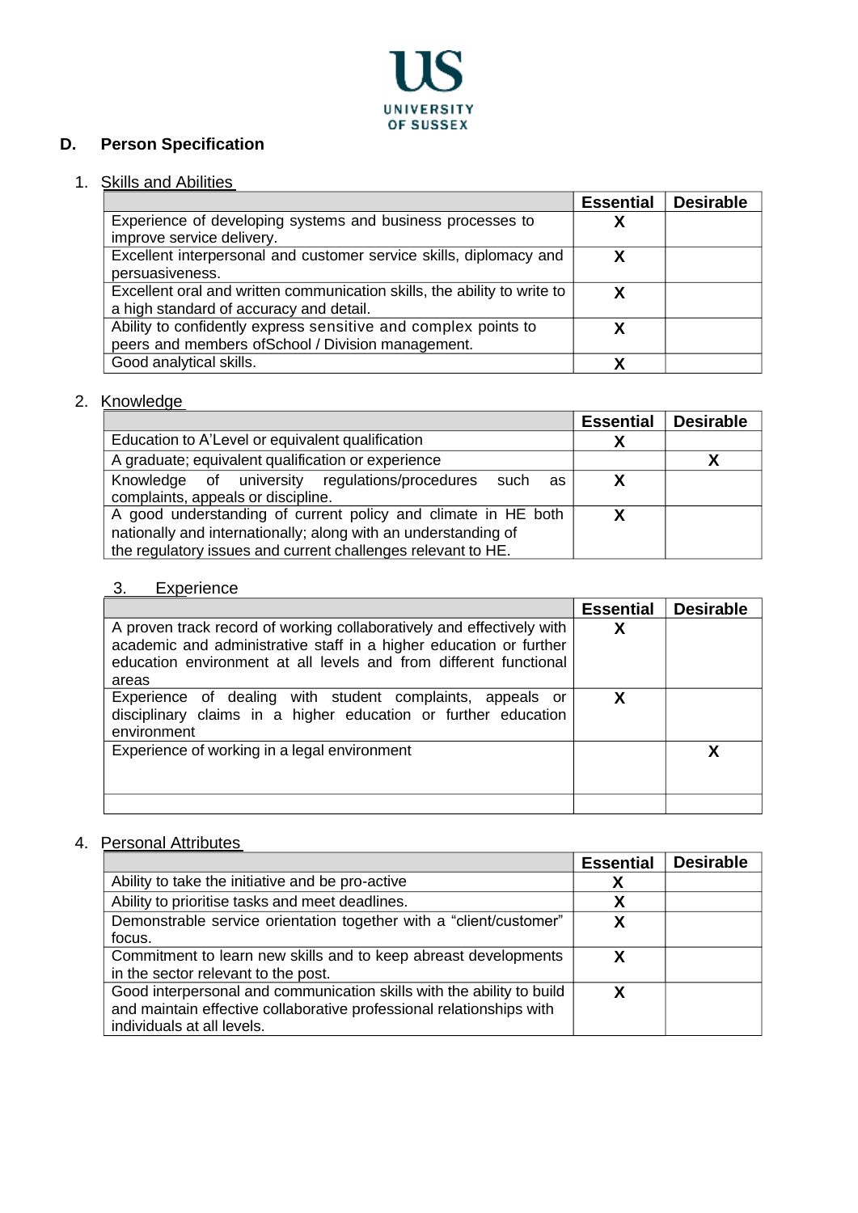UNIVERSITY OF SUSSEX

## D. Person Specification

### 1. Skills and Abilities

| | Essential | Desirable |
|---|---|---|
| Experience of developing systems and business processes to improve service delivery. | X | |
| Excellent interpersonal and customer service skills, diplomacy and persuasiveness. | X | |
| Excellent oral and written communication skills, the ability to write to a high standard of accuracy and detail. | X | |
| Ability to confidently express sensitive and complex points to peers and members ofSchool / Division management. | X | |
| Good analytical skills. | X | |

### 2. Knowledge

| | Essential | Desirable |
|---|---|---|
| Education to A'Level or equivalent qualification | X | |
| A graduate; equivalent qualification or experience | | X |
| Knowledge of university regulations/procedures such as complaints, appeals or discipline. | X | |
| A good understanding of current policy and climate in HE both nationally and internationally; along with an understanding of the regulatory issues and current challenges relevant to HE. | X | |

### 3. Experience

| | Essential | Desirable |
|---|---|---|
| A proven track record of working collaboratively and effectively with academic and administrative staff in a higher education or further education environment at all levels and from different functional areas | X | |
| Experience of dealing with student complaints, appeals or disciplinary claims in a higher education or further education environment | X | |
| Experience of working in a legal environment | | X |
| | | |

### 4. Personal Attributes

| | Essential | Desirable |
|---|---|---|
| Ability to take the initiative and be pro-active | X | |
| Ability to prioritise tasks and meet deadlines. | X | |
| Demonstrable service orientation together with a "client/customer" focus. | X | |
| Commitment to learn new skills and to keep abreast developments in the sector relevant to the post. | X | |
| Good interpersonal and communication skills with the ability to build and maintain effective collaborative professional relationships with individuals at all levels. | X | |